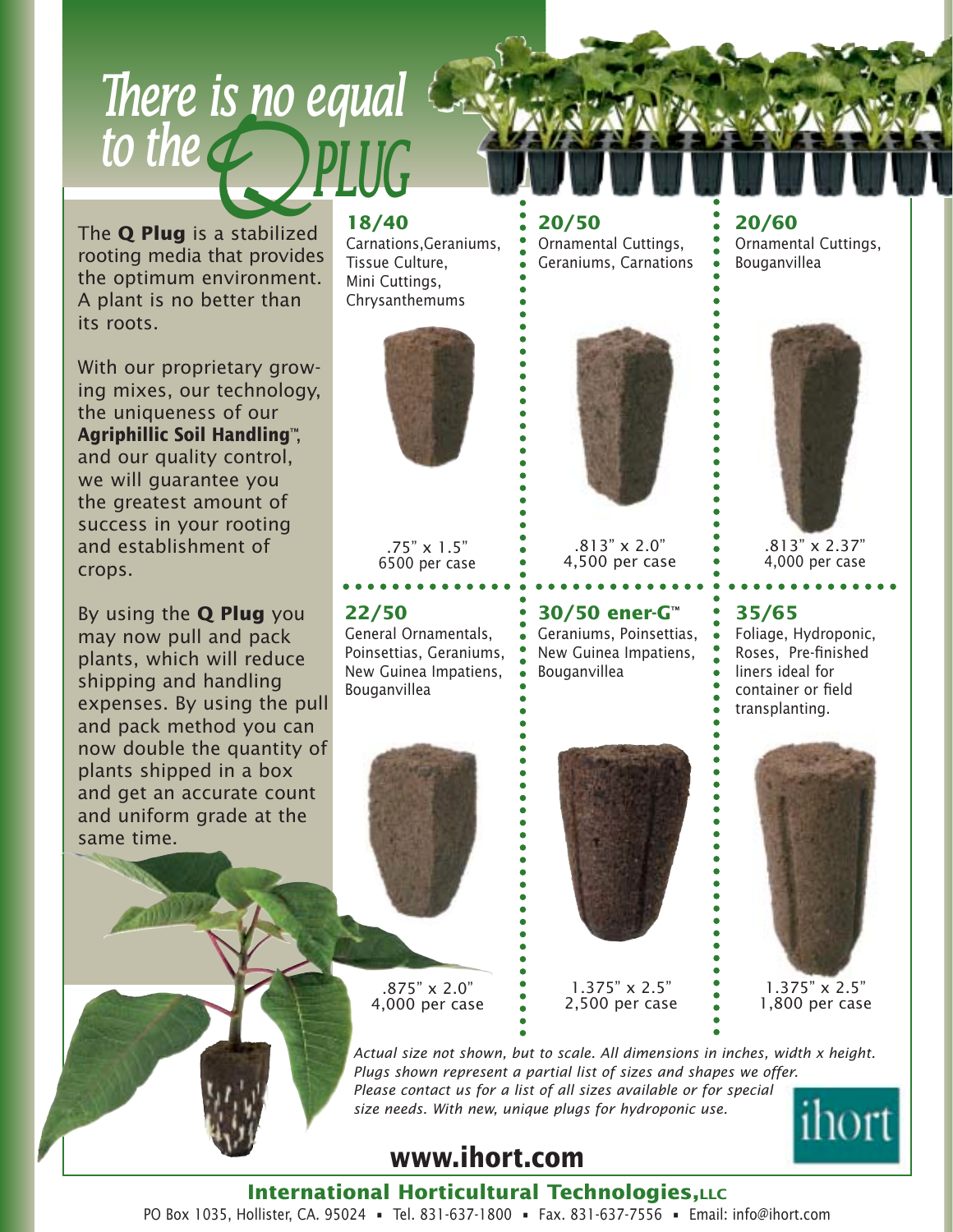# *There is no equal to the Q PLUG*

The **Q Plug** is a stabilized rooting media that provides the optimum environment. A plant is no better than its roots.

With our proprietary growing mixes, our technology, the uniqueness of our **Agriphillic Soil Handling™**, and our quality control, we will guarantee you the greatest amount of success in your rooting and establishment of crops.

By using the **Q Plug** you may now pull and pack plants, which will reduce shipping and handling expenses. By using the pull and pack method you can now double the quantity of plants shipped in a box and get an accurate count and uniform grade at the same time.

### 18/40
Carnations,Geraniums, Tissue Culture, Mini Cuttings, Chrysanthemums

.75" x 1.5"
6500 per case

### 20/50
Ornamental Cuttings, Geraniums, Carnations

.813" x 2.0"
4,500 per case

### 20/60
Ornamental Cuttings, Bouganvillea

.813" x 2.37"
4,000 per case

### 22/50
General Ornamentals, Poinsettias, Geraniums, New Guinea Impatiens, Bouganvillea

.875" x 2.0"
4,000 per case

### 30/50 ener-G™
Geraniums, Poinsettias, New Guinea Impatiens, Bouganvillea

1.375" x 2.5"
2,500 per case

### 35/65
Foliage, Hydroponic, Roses, Pre-finished liners ideal for container or field transplanting.

1.375" x 2.5"
1,800 per case

*Actual size not shown, but to scale. All dimensions in inches, width x height. Plugs shown represent a partial list of sizes and shapes we offer. Please contact us for a list of all sizes available or for special size needs. With new, unique plugs for hydroponic use.*

ihort

## www.ihort.com

**International Horticultural Technologies,LLC**

PO Box 1035, Hollister, CA. 95024 ▪ Tel. 831-637-1800 ▪ Fax. 831-637-7556 ▪ Email: info@ihort.com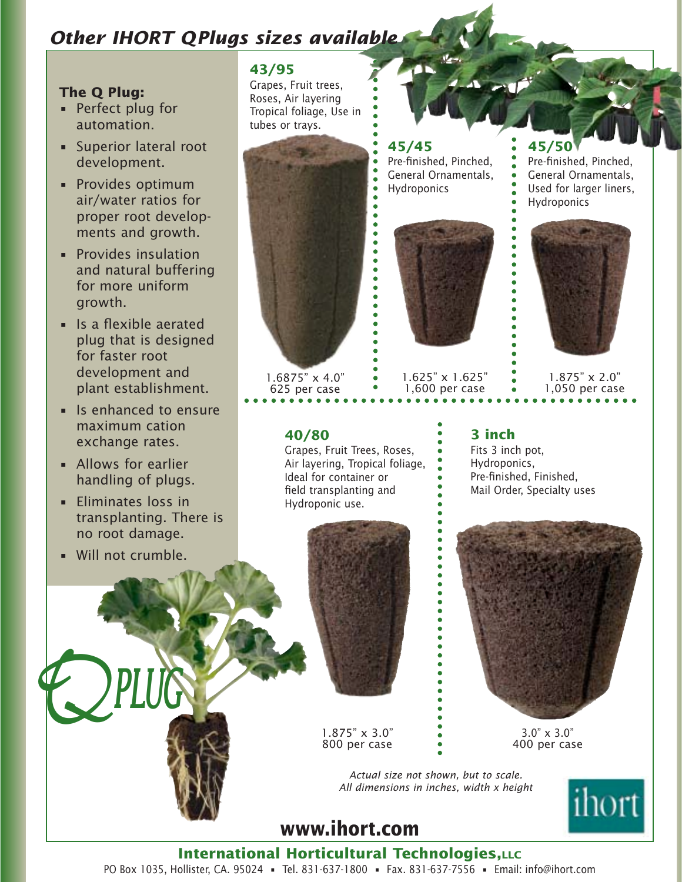# Other IHORT QPlugs sizes available

### The Q Plug:

- Perfect plug for automation.
- Superior lateral root development.
- Provides optimum air/water ratios for proper root developments and growth.
- Provides insulation and natural buffering for more uniform growth.
- Is a flexible aerated plug that is designed for faster root development and plant establishment.
- Is enhanced to ensure maximum cation exchange rates.
- Allows for earlier handling of plugs.
- Eliminates loss in transplanting. There is no root damage.
- Will not crumble.

QPLUG

### 43/95

Grapes, Fruit trees, Roses, Air layering Tropical foliage, Use in tubes or trays.

1.6875" x 4.0"
625 per case

### 45/45

Pre-finished, Pinched, General Ornamentals, Hydroponics

1.625" x 1.625"
1,600 per case

### 45/50

Pre-finished, Pinched, General Ornamentals, Used for larger liners, Hydroponics

1.875" x 2.0"
1,050 per case

### 40/80

Grapes, Fruit Trees, Roses, Air layering, Tropical foliage, Ideal for container or field transplanting and Hydroponic use.

1.875" x 3.0"
800 per case

### 3 inch

Fits 3 inch pot, Hydroponics, Pre-finished, Finished, Mail Order, Specialty uses

3.0" x 3.0"
400 per case

*Actual size not shown, but to scale.*
*All dimensions in inches, width x height*

ihort

## www.ihort.com

**International Horticultural Technologies,LLC**

PO Box 1035, Hollister, CA. 95024 ▪ Tel. 831-637-1800 ▪ Fax. 831-637-7556 ▪ Email: info@ihort.com